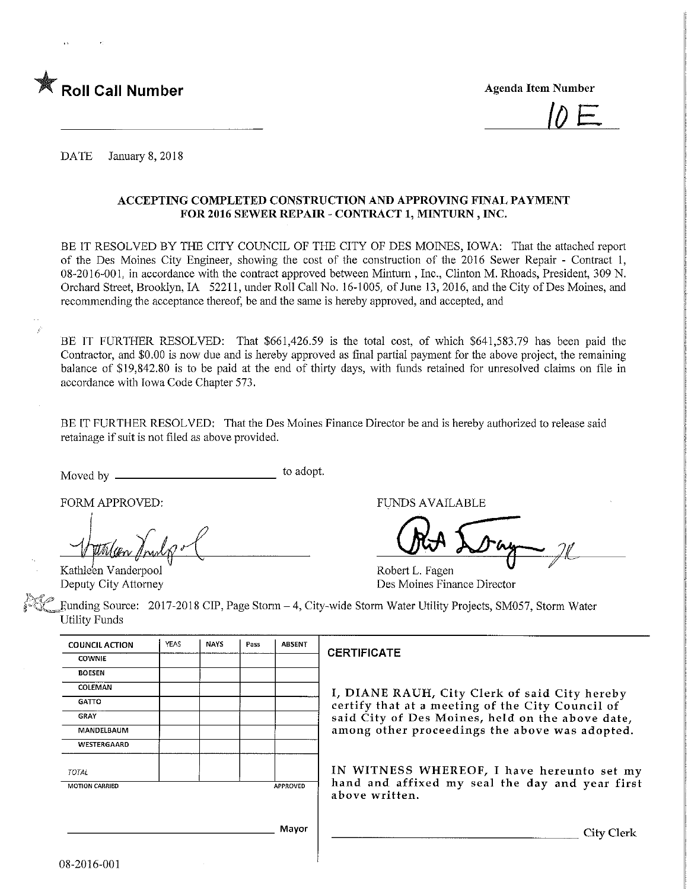★ **Roll Call Number**

**Agenda Item Number**

10E

DATE January 8, 2018

**ACCEPTING COMPLETED CONSTRUCTION AND APPROVING FINAL PAYMENT FOR 2016 SEWER REPAIR - CONTRACT 1, MINTURN , INC.**

BE IT RESOLVED BY THE CITY COUNCIL OF THE CITY OF DES MOINES, IOWA: That the attached report of the Des Moines City Engineer, showing the cost of the construction of the 2016 Sewer Repair - Contract 1, 08-2016-001, in accordance with the contract approved between Minturn , Inc., Clinton M. Rhoads, President, 309 N. Orchard Street, Brooklyn, IA 52211, under Roll Call No. 16-1005, of June 13, 2016, and the City of Des Moines, and recommending the acceptance thereof, be and the same is hereby approved, and accepted, and

BE IT FURTHER RESOLVED: That $661,426.59 is the total cost, of which $641,583.79 has been paid the Contractor, and $0.00 is now due and is hereby approved as final partial payment for the above project, the remaining balance of $19,842.80 is to be paid at the end of thirty days, with funds retained for unresolved claims on file in accordance with Iowa Code Chapter 573.

BE IT FURTHER RESOLVED: That the Des Moines Finance Director be and is hereby authorized to release said retainage if suit is not filed as above provided.

Moved by ______________________ to adopt.

FORM APPROVED:

Kathleen Vanderpool
Deputy City Attorney

FUNDS AVAILABLE

Robert L. Fagen
Des Moines Finance Director

Funding Source: 2017-2018 CIP, Page Storm – 4, City-wide Storm Water Utility Projects, SM057, Storm Water Utility Funds

| COUNCIL ACTION | YEAS | NAYS | Pass | ABSENT |
|---|---|---|---|---|
| COWNIE | | | | |
| BOESEN | | | | |
| COLEMAN | | | | |
| GATTO | | | | |
| GRAY | | | | |
| MANDELBAUM | | | | |
| WESTERGAARD | | | | |
| TOTAL | | | | |
| MOTION CARRIED | | | | APPROVED |

______________________ Mayor

**CERTIFICATE**

I, DIANE RAUH, City Clerk of said City hereby certify that at a meeting of the City Council of said City of Des Moines, held on the above date, among other proceedings the above was adopted.

IN WITNESS WHEREOF, I have hereunto set my hand and affixed my seal the day and year first above written.

______________________ City Clerk

08-2016-001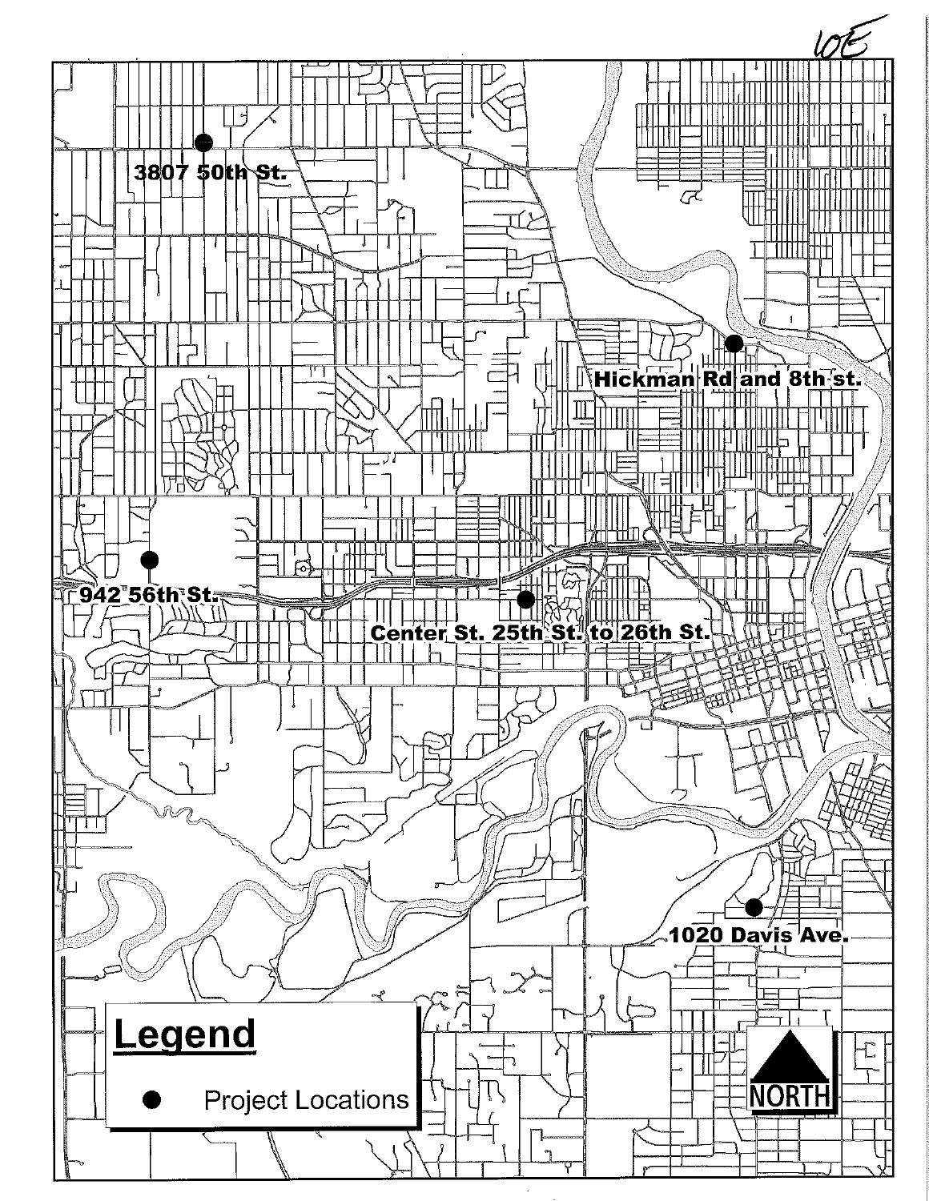10E

3807 50th St.

Hickman Rd and 8th st.

942 56th St.

Center St. 25th St. to 26th St.

1020 Davis Ave.

## Legend

● Project Locations

NORTH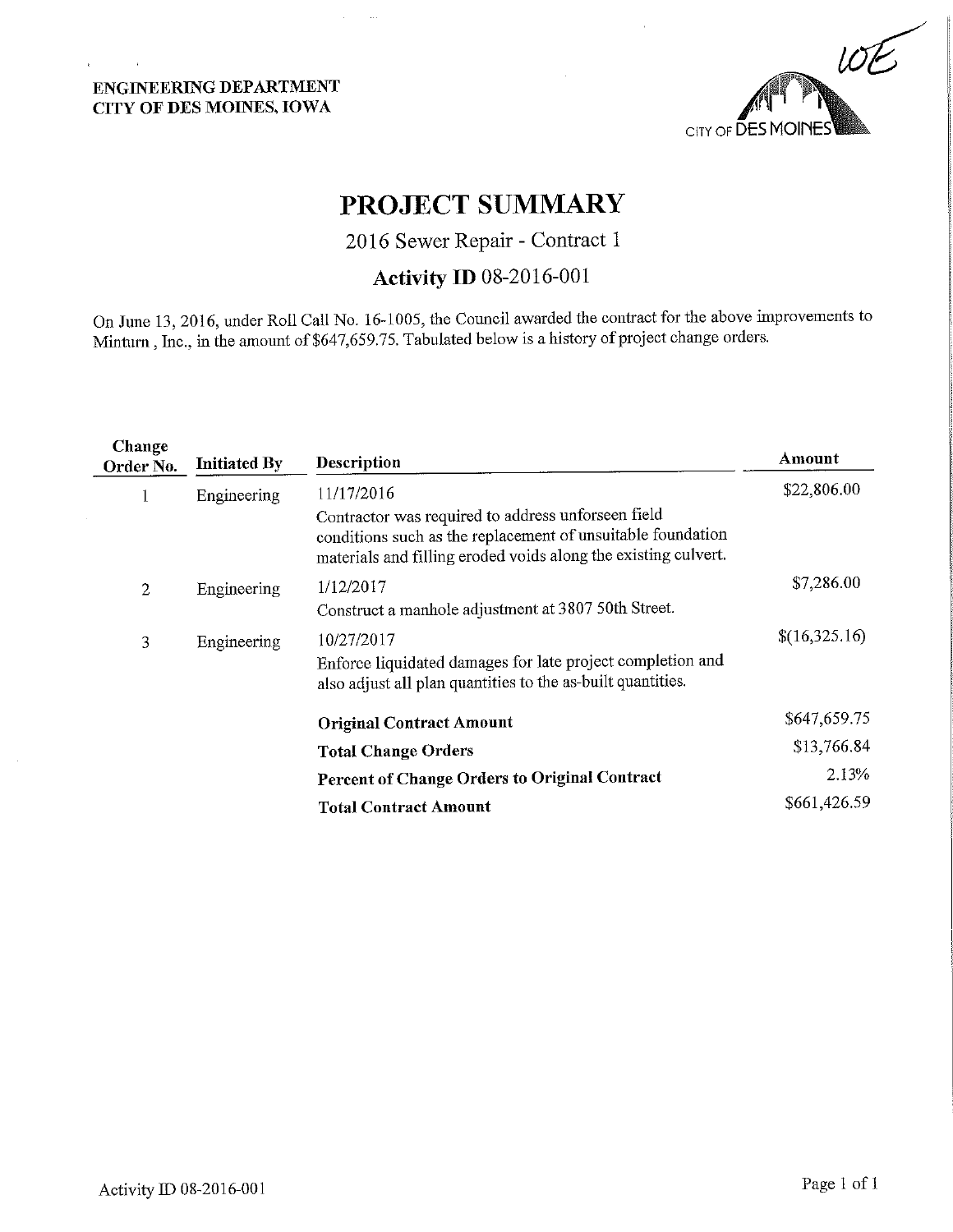**ENGINEERING DEPARTMENT**
**CITY OF DES MOINES, IOWA**

# PROJECT SUMMARY

## 2016 Sewer Repair - Contract 1

### Activity ID 08-2016-001

On June 13, 2016, under Roll Call No. 16-1005, the Council awarded the contract for the above improvements to Minturn , Inc., in the amount of $647,659.75. Tabulated below is a history of project change orders.

| Change Order No. | Initiated By | Description | Amount |
|---|---|---|---|
| 1 | Engineering | 11/17/2016<br>Contractor was required to address unforseen field conditions such as the replacement of unsuitable foundation materials and filling eroded voids along the existing culvert. | $22,806.00 |
| 2 | Engineering | 1/12/2017<br>Construct a manhole adjustment at 3807 50th Street. | $7,286.00 |
| 3 | Engineering | 10/27/2017<br>Enforce liquidated damages for late project completion and also adjust all plan quantities to the as-built quantities. | $(16,325.16) |
| | | **Original Contract Amount** | $647,659.75 |
| | | **Total Change Orders** | $13,766.84 |
| | | **Percent of Change Orders to Original Contract** | 2.13% |
| | | **Total Contract Amount** | $661,426.59 |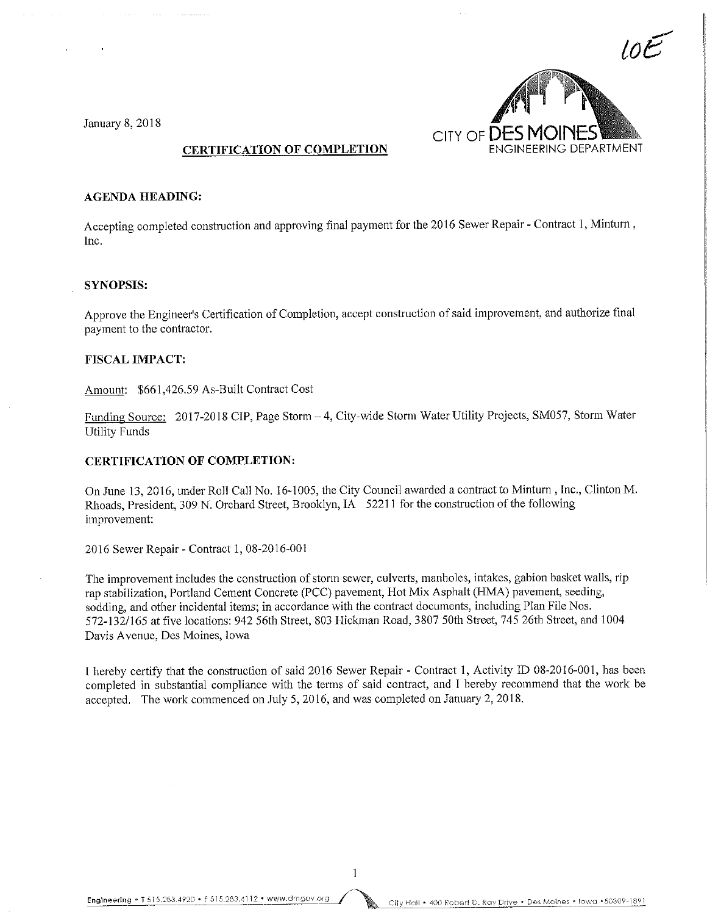10E

January 8, 2018

CITY OF DES MOINES
ENGINEERING DEPARTMENT

**CERTIFICATION OF COMPLETION**

**AGENDA HEADING:**

Accepting completed construction and approving final payment for the 2016 Sewer Repair - Contract 1, Minturn , Inc.

**SYNOPSIS:**

Approve the Engineer's Certification of Completion, accept construction of said improvement, and authorize final payment to the contractor.

**FISCAL IMPACT:**

Amount: $661,426.59 As-Built Contract Cost

Funding Source: 2017-2018 CIP, Page Storm – 4, City-wide Storm Water Utility Projects, SM057, Storm Water Utility Funds

**CERTIFICATION OF COMPLETION:**

On June 13, 2016, under Roll Call No. 16-1005, the City Council awarded a contract to Minturn , Inc., Clinton M. Rhoads, President, 309 N. Orchard Street, Brooklyn, IA 52211 for the construction of the following improvement:

2016 Sewer Repair - Contract 1, 08-2016-001

The improvement includes the construction of storm sewer, culverts, manholes, intakes, gabion basket walls, rip rap stabilization, Portland Cement Concrete (PCC) pavement, Hot Mix Asphalt (HMA) pavement, seeding, sodding, and other incidental items; in accordance with the contract documents, including Plan File Nos. 572-132/165 at five locations: 942 56th Street, 803 Hickman Road, 3807 50th Street, 745 26th Street, and 1004 Davis Avenue, Des Moines, Iowa

I hereby certify that the construction of said 2016 Sewer Repair - Contract 1, Activity ID 08-2016-001, has been completed in substantial compliance with the terms of said contract, and I hereby recommend that the work be accepted. The work commenced on July 5, 2016, and was completed on January 2, 2018.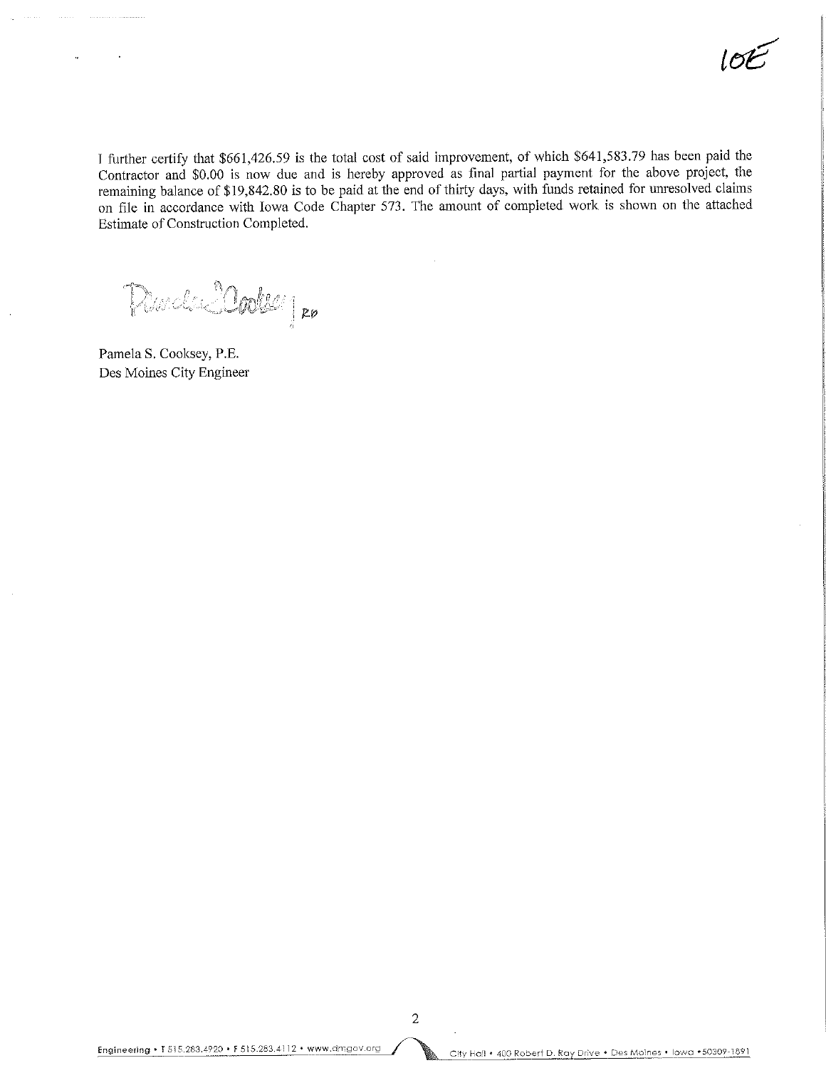10E

I further certify that $661,426.59 is the total cost of said improvement, of which $641,583.79 has been paid the Contractor and $0.00 is now due and is hereby approved as final partial payment for the above project, the remaining balance of $19,842.80 is to be paid at the end of thirty days, with funds retained for unresolved claims on file in accordance with Iowa Code Chapter 573. The amount of completed work is shown on the attached Estimate of Construction Completed.

Pamela S. Cooksey | RD

Pamela S. Cooksey, P.E.
Des Moines City Engineer

Engineering • T 515.283.4920 • F 515.283.4112 • www.dmgov.org    City Hall • 400 Robert D. Ray Drive • Des Moines • Iowa • 50309-1891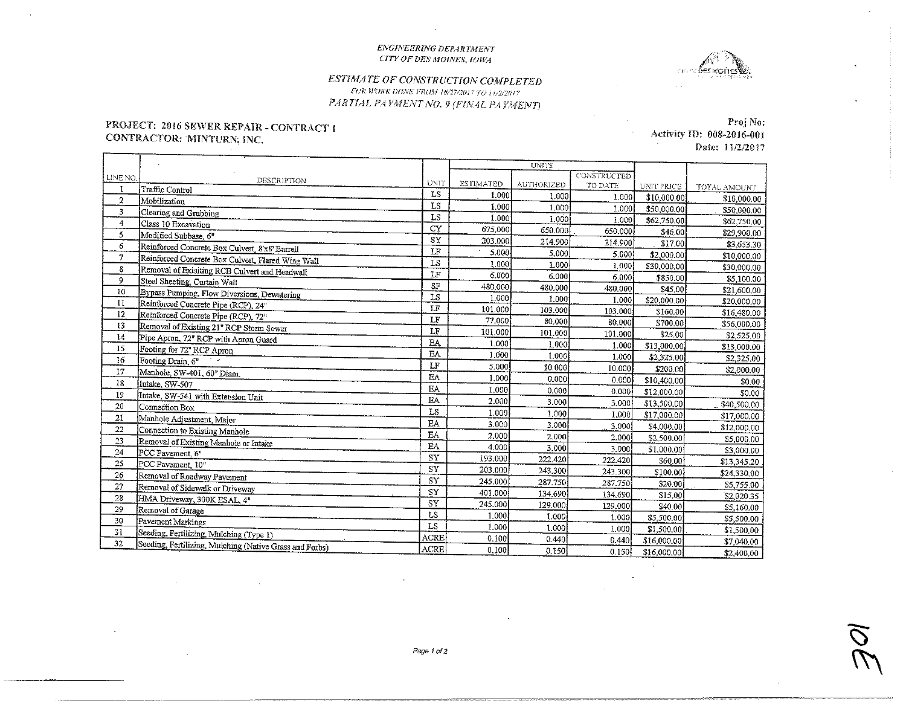ENGINEERING DEPARTMENT
CITY OF DES MOINES, IOWA

## ESTIMATE OF CONSTRUCTION COMPLETED

FOR WORK DONE FROM 10/27/2017 TO 11/2/2017

PARTIAL PAYMENT NO. 9 (FINAL PAYMENT)

**PROJECT: 2016 SEWER REPAIR - CONTRACT 1**
**CONTRACTOR: MINTURN, INC.**

Proj No:
Activity ID: 008-2016-001
Date: 11/2/2017

| LINE NO. | DESCRIPTION | UNIT | UNITS | | | UNIT PRICE | TOTAL AMOUNT |
|---|---|---|---|---|---|---|---|
| | | | ESTIMATED | AUTHORIZED | CONSTRUCTED TO DATE | | |
| 1 | Traffic Control | LS | 1.000 | 1.000 | 1.000 | $10,000.00 | $10,000.00 |
| 2 | Mobilization | LS | 1.000 | 1.000 | 1.000 | $50,000.00 | $50,000.00 |
| 3 | Clearing and Grubbing | LS | 1.000 | 1.000 | 1.000 | $62,750.00 | $62,750.00 |
| 4 | Class 10 Excavation | CY | 675.000 | 650.000 | 650.000 | $46.00 | $29,900.00 |
| 5 | Modified Subbase, 6" | SY | 203.000 | 214.900 | 214.900 | $17.00 | $3,653.30 |
| 6 | Reinforced Concrete Box Culvert, 8'x8' Barrell | LF | 5.000 | 5.000 | 5.000 | $2,000.00 | $10,000.00 |
| 7 | Reinforced Concrete Box Culvert, Flared Wing Wall | LS | 1.000 | 1.000 | 1.000 | $30,000.00 | $30,000.00 |
| 8 | Removal of Exisiting RCB Culvert and Headwall | LF | 6.000 | 6.000 | 6.000 | $850.00 | $5,100.00 |
| 9 | Steel Sheeting, Curtain Wall | SF | 480.000 | 480.000 | 480.000 | $45.00 | $21,600.00 |
| 10 | Bypass Pumping, Flow Diversions, Dewatering | LS | 1.000 | 1.000 | 1.000 | $20,000.00 | $20,000.00 |
| 11 | Reinforced Concrete Pipe (RCP), 24" | LF | 101.000 | 103.000 | 103.000 | $160.00 | $16,480.00 |
| 12 | Reinforced Concrete Pipe (RCP), 72" | LF | 77.000 | 80.000 | 80.000 | $700.00 | $56,000.00 |
| 13 | Removal of Existing 21" RCP Storm Sewer | LF | 101.000 | 101.000 | 101.000 | $25.00 | $2,525.00 |
| 14 | Pipe Apron, 72" RCP with Apron Guard | EA | 1.000 | 1.000 | 1.000 | $13,000.00 | $13,000.00 |
| 15 | Footing for 72" RCP Apron | EA | 1.000 | 1.000 | 1.000 | $2,325.00 | $2,325.00 |
| 16 | Footing Drain, 6" | LF | 5.000 | 10.000 | 10.000 | $200.00 | $2,000.00 |
| 17 | Manhole, SW-401, 60" Diam. | EA | 1.000 | 0.000 | 0.000 | $10,400.00 | $0.00 |
| 18 | Intake, SW-507 | EA | 1.000 | 0.000 | 0.000 | $12,000.00 | $0.00 |
| 19 | Intake, SW-541 with Extension Unit | EA | 2.000 | 3.000 | 3.000 | $13,500.00 | $40,500.00 |
| 20 | Connection Box | LS | 1.000 | 1.000 | 1.000 | $17,000.00 | $17,000.00 |
| 21 | Manhole Adjustment, Major | EA | 3.000 | 3.000 | 3.000 | $4,000.00 | $12,000.00 |
| 22 | Connection to Existing Manhole | EA | 2.000 | 2.000 | 2.000 | $2,500.00 | $5,000.00 |
| 23 | Removal of Existing Manhole or Intake | EA | 4.000 | 3.000 | 3.000 | $1,000.00 | $3,000.00 |
| 24 | PCC Pavement, 6" | SY | 193.000 | 222.420 | 222.420 | $60.00 | $13,345.20 |
| 25 | PCC Pavement, 10" | SY | 203.000 | 243.300 | 243.300 | $100.00 | $24,330.00 |
| 26 | Removal of Roadway Pavement | SY | 245.000 | 287.750 | 287.750 | $20.00 | $5,755.00 |
| 27 | Removal of Sidewalk or Driveway | SY | 401.000 | 134.690 | 134.690 | $15.00 | $2,020.35 |
| 28 | HMA Driveway, 300K ESAL, 4" | SY | 245.000 | 129.000 | 129.000 | $40.00 | $5,160.00 |
| 29 | Removal of Garage | LS | 1.000 | 1.000 | 1.000 | $5,500.00 | $5,500.00 |
| 30 | Pavement Markings | LS | 1.000 | 1.000 | 1.000 | $1,500.00 | $1,500.00 |
| 31 | Seeding, Fertilizing, Mulching (Type 1) | ACRE | 0.100 | 0.440 | 0.440 | $16,000.00 | $7,040.00 |
| 32 | Seeding, Fertilizing, Mulching (Native Grass and Forbs) | ACRE | 0.100 | 0.150 | 0.150 | $16,000.00 | $2,400.00 |

10E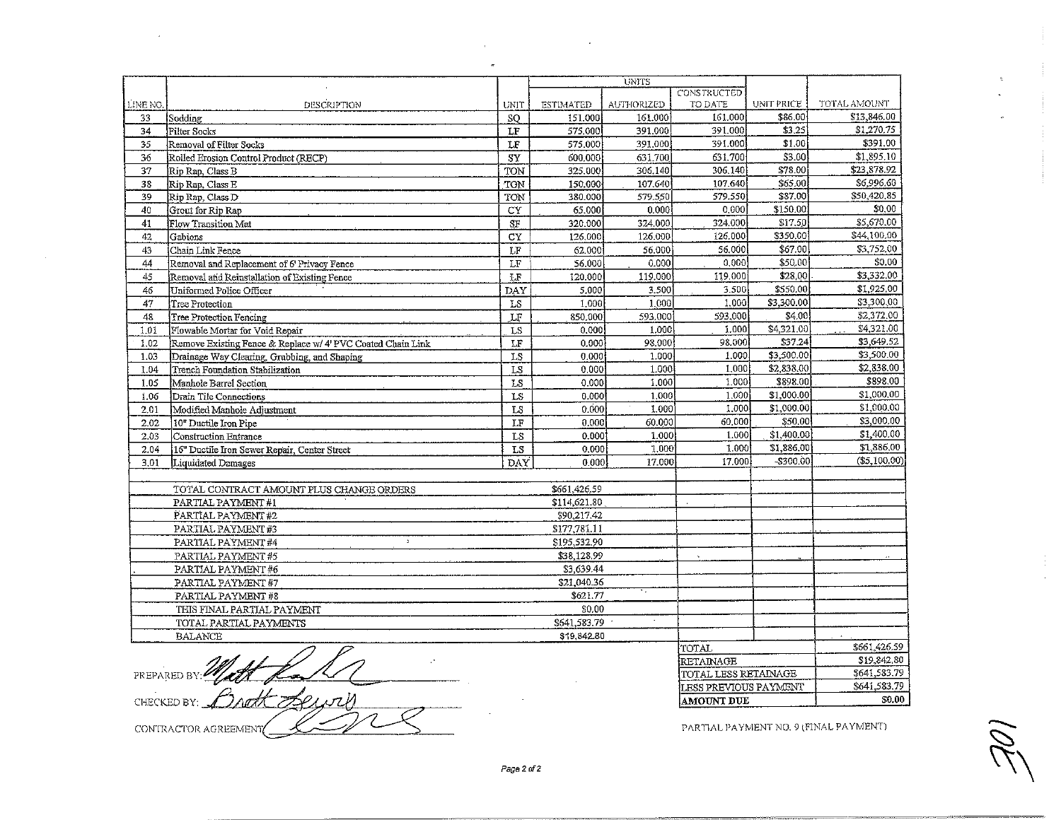| LINE NO. | DESCRIPTION | UNIT | UNITS ESTIMATED | UNITS AUTHORIZED | UNITS CONSTRUCTED TO DATE | UNIT PRICE | TOTAL AMOUNT |
|---|---|---|---|---|---|---|---|
| 33 | Sodding | SQ | 151.000 | 161.000 | 161.000 | $86.00 | $13,846.00 |
| 34 | Filter Socks | LF | 575.000 | 391.000 | 391.000 | $3.25 | $1,270.75 |
| 35 | Removal of Filter Socks | LF | 575.000 | 391.000 | 391.000 | $1.00 | $391.00 |
| 36 | Rolled Erosion Control Product (RECP) | SY | 600.000 | 631.700 | 631.700 | $3.00 | $1,895.10 |
| 37 | Rip Rap, Class B | TON | 325.000 | 306.140 | 306.140 | $78.00 | $23,878.92 |
| 38 | Rip Rap, Class E | TON | 150.000 | 107.640 | 107.640 | $65.00 | $6,996.60 |
| 39 | Rip Rap, Class D | TON | 380.000 | 579.550 | 579.550 | $87.00 | $50,420.85 |
| 40 | Grout for Rip Rap | CY | 65.000 | 0.000 | 0.000 | $150.00 | $0.00 |
| 41 | Flow Transition Mat | SF | 320.000 | 324.000 | 324.000 | $17.50 | $5,670.00 |
| 42 | Gabions | CY | 126.000 | 126.000 | 126.000 | $350.00 | $44,100.00 |
| 43 | Chain Link Fence | LF | 62.000 | 56.000 | 56.000 | $67.00 | $3,752.00 |
| 44 | Removal and Replacement of 6' Privacy Fence | LF | 56.000 | 0.000 | 0.000 | $50.00 | $0.00 |
| 45 | Removal and Reinstallation of Existing Fence | LF | 120.000 | 119.000 | 119.000 | $28.00 | $3,332.00 |
| 46 | Uniformed Police Officer | DAY | 5.000 | 3.500 | 3.500 | $550.00 | $1,925.00 |
| 47 | Tree Protection | LS | 1.000 | 1.000 | 1.000 | $3,300.00 | $3,300.00 |
| 48 | Tree Protection Fencing | LF | 850.000 | 593.000 | 593.000 | $4.00 | $2,372.00 |
| 1.01 | Flowable Mortar for Void Repair | LS | 0.000 | 1.000 | 1.000 | $4,321.00 | $4,321.00 |
| 1.02 | Remove Existing Fence & Replace w/ 4' PVC Coated Chain Link | LF | 0.000 | 98.000 | 98.000 | $37.24 | $3,649.52 |
| 1.03 | Drainage Way Clearing, Grubbing, and Shaping | LS | 0.000 | 1.000 | 1.000 | $3,500.00 | $3,500.00 |
| 1.04 | Trench Foundation Stabilization | LS | 0.000 | 1.000 | 1.000 | $2,838.00 | $2,838.00 |
| 1.05 | Manhole Barrel Section | LS | 0.000 | 1.000 | 1.000 | $898.00 | $898.00 |
| 1.06 | Drain Tile Connections | LS | 0.000 | 1.000 | 1.000 | $1,000.00 | $1,000.00 |
| 2.01 | Modified Manhole Adjustment | LS | 0.000 | 1.000 | 1.000 | $1,000.00 | $1,000.00 |
| 2.02 | 10" Ductile Iron Pipe | LF | 0.000 | 60.000 | 60.000 | $50.00 | $3,000.00 |
| 2.03 | Construction Entrance | LS | 0.000 | 1.000 | 1.000 | $1,400.00 | $1,400.00 |
| 2.04 | 16" Ductile Iron Sewer Repair, Center Street | LS | 0.000 | 1.000 | 1.000 | $1,886.00 | $1,886.00 |
| 3.01 | Liquidated Damages | DAY | 0.000 | 17.000 | 17.000 | -$300.00 | ($5,100.00) |

| | |
|---|---|
| TOTAL CONTRACT AMOUNT PLUS CHANGE ORDERS | $661,426.59 |
| PARTIAL PAYMENT #1 | $114,621.80 |
| PARTIAL PAYMENT #2 | $90,217.42 |
| PARTIAL PAYMENT #3 | $177,781.11 |
| PARTIAL PAYMENT #4 | $195,532.90 |
| PARTIAL PAYMENT #5 | $38,128.99 |
| PARTIAL PAYMENT #6 | $3,639.44 |
| PARTIAL PAYMENT #7 | $21,040.36 |
| PARTIAL PAYMENT #8 | $621.77 |
| THIS FINAL PARTIAL PAYMENT | $0.00 |
| TOTAL PARTIAL PAYMENTS | $641,583.79 |
| BALANCE | $19,842.80 |

| | |
|---|---|
| TOTAL | $661,426.59 |
| RETAINAGE | $19,842.80 |
| TOTAL LESS RETAINAGE | $641,583.79 |
| LESS PREVIOUS PAYMENT | $641,583.79 |
| **AMOUNT DUE** | $0.00 |

PREPARED BY: Matt [signature]

CHECKED BY: Brett Lewis

CONTRACTOR AGREEMENT [signature]

PARTIAL PAYMENT NO. 9 (FINAL PAYMENT)

102